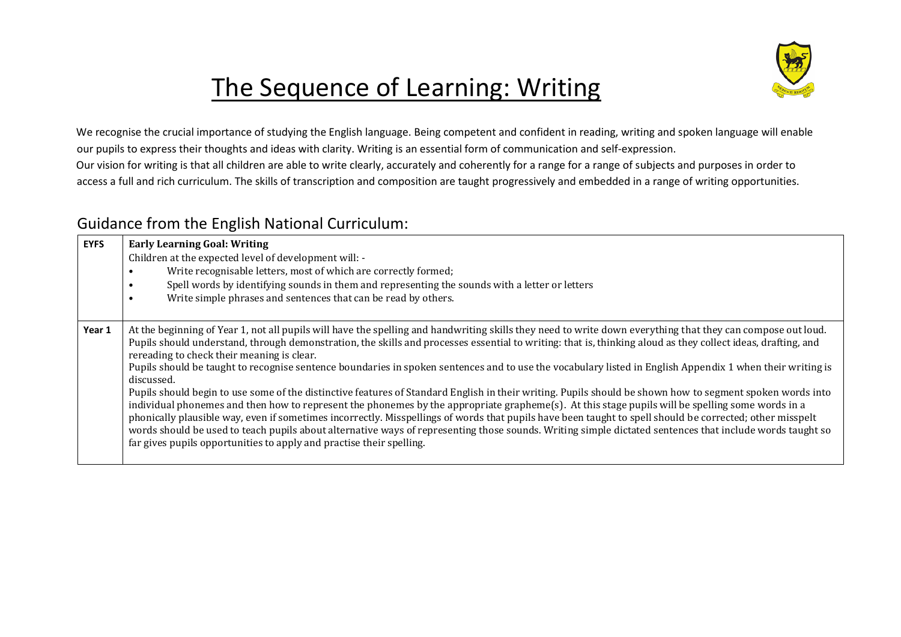# The Sequence of Learning: Writing

We recognise the crucial importance of studying the English language. Being competent and confident in reading, writing and spoken language will enable our pupils to express their thoughts and ideas with clarity. Writing is an essential form of communication and self-expression.
Our vision for writing is that all children are able to write clearly, accurately and coherently for a range for a range of subjects and purposes in order to access a full and rich curriculum. The skills of transcription and composition are taught progressively and embedded in a range of writing opportunities.

## Guidance from the English National Curriculum:

| | |
|---|---|
| **EYFS** | **Early Learning Goal: Writing**<br>Children at the expected level of development will: -<br>• Write recognisable letters, most of which are correctly formed;<br>• Spell words by identifying sounds in them and representing the sounds with a letter or letters<br>• Write simple phrases and sentences that can be read by others. |
| **Year 1** | At the beginning of Year 1, not all pupils will have the spelling and handwriting skills they need to write down everything that they can compose out loud. Pupils should understand, through demonstration, the skills and processes essential to writing: that is, thinking aloud as they collect ideas, drafting, and rereading to check their meaning is clear.<br>Pupils should be taught to recognise sentence boundaries in spoken sentences and to use the vocabulary listed in English Appendix 1 when their writing is discussed.<br>Pupils should begin to use some of the distinctive features of Standard English in their writing. Pupils should be shown how to segment spoken words into individual phonemes and then how to represent the phonemes by the appropriate grapheme(s). At this stage pupils will be spelling some words in a phonically plausible way, even if sometimes incorrectly. Misspellings of words that pupils have been taught to spell should be corrected; other misspelt words should be used to teach pupils about alternative ways of representing those sounds. Writing simple dictated sentences that include words taught so far gives pupils opportunities to apply and practise their spelling. |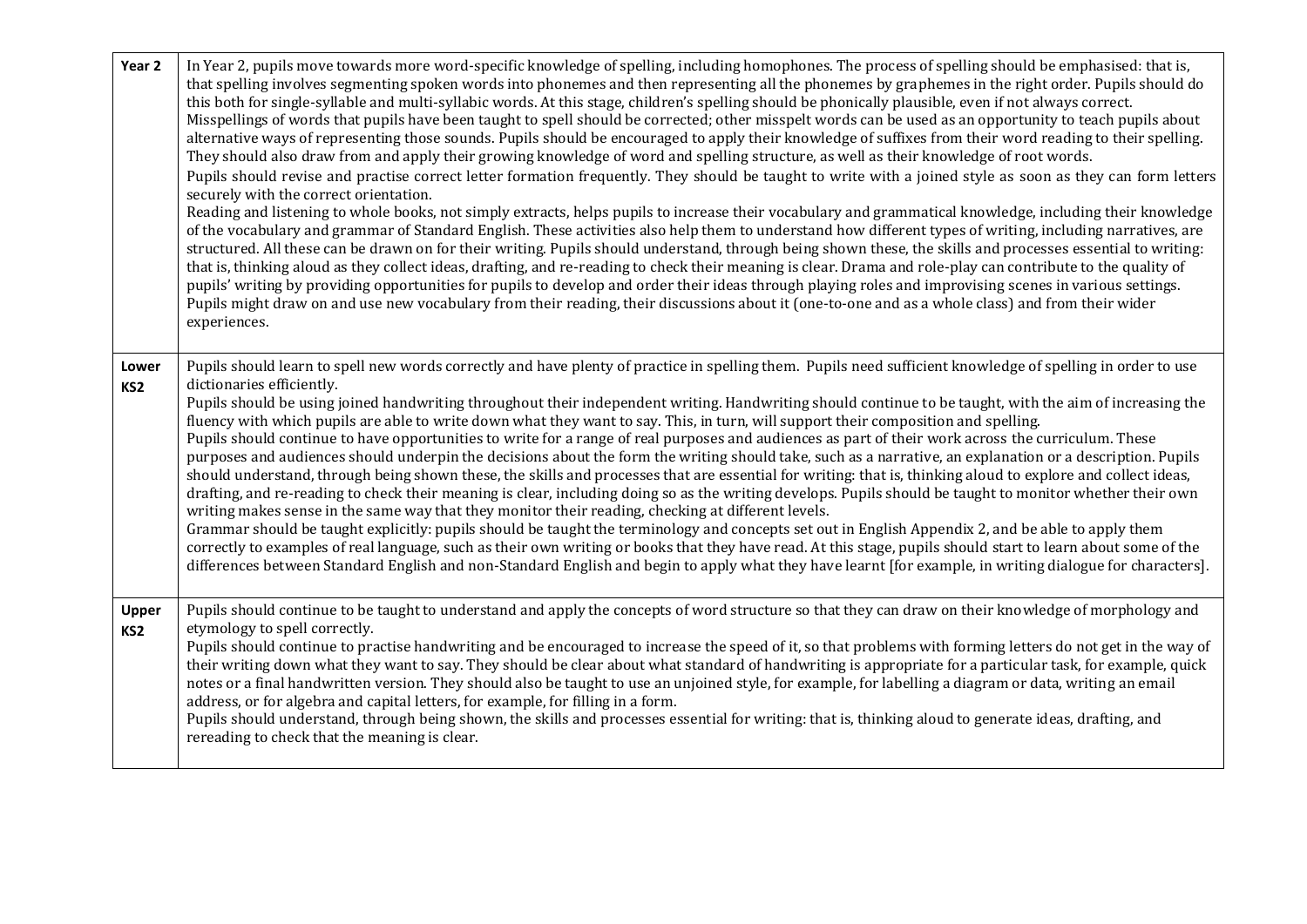| | |
|---|---|
| **Year 2** | In Year 2, pupils move towards more word-specific knowledge of spelling, including homophones. The process of spelling should be emphasised: that is, that spelling involves segmenting spoken words into phonemes and then representing all the phonemes by graphemes in the right order. Pupils should do this both for single-syllable and multi-syllabic words. At this stage, children's spelling should be phonically plausible, even if not always correct. Misspellings of words that pupils have been taught to spell should be corrected; other misspelt words can be used as an opportunity to teach pupils about alternative ways of representing those sounds. Pupils should be encouraged to apply their knowledge of suffixes from their word reading to their spelling. They should also draw from and apply their growing knowledge of word and spelling structure, as well as their knowledge of root words.<br>Pupils should revise and practise correct letter formation frequently. They should be taught to write with a joined style as soon as they can form letters securely with the correct orientation.<br>Reading and listening to whole books, not simply extracts, helps pupils to increase their vocabulary and grammatical knowledge, including their knowledge of the vocabulary and grammar of Standard English. These activities also help them to understand how different types of writing, including narratives, are structured. All these can be drawn on for their writing. Pupils should understand, through being shown these, the skills and processes essential to writing: that is, thinking aloud as they collect ideas, drafting, and re-reading to check their meaning is clear. Drama and role-play can contribute to the quality of pupils' writing by providing opportunities for pupils to develop and order their ideas through playing roles and improvising scenes in various settings. Pupils might draw on and use new vocabulary from their reading, their discussions about it (one-to-one and as a whole class) and from their wider experiences. |
| **Lower KS2** | Pupils should learn to spell new words correctly and have plenty of practice in spelling them. Pupils need sufficient knowledge of spelling in order to use dictionaries efficiently.<br>Pupils should be using joined handwriting throughout their independent writing. Handwriting should continue to be taught, with the aim of increasing the fluency with which pupils are able to write down what they want to say. This, in turn, will support their composition and spelling.<br>Pupils should continue to have opportunities to write for a range of real purposes and audiences as part of their work across the curriculum. These purposes and audiences should underpin the decisions about the form the writing should take, such as a narrative, an explanation or a description. Pupils should understand, through being shown these, the skills and processes that are essential for writing: that is, thinking aloud to explore and collect ideas, drafting, and re-reading to check their meaning is clear, including doing so as the writing develops. Pupils should be taught to monitor whether their own writing makes sense in the same way that they monitor their reading, checking at different levels.<br>Grammar should be taught explicitly: pupils should be taught the terminology and concepts set out in English Appendix 2, and be able to apply them correctly to examples of real language, such as their own writing or books that they have read. At this stage, pupils should start to learn about some of the differences between Standard English and non-Standard English and begin to apply what they have learnt [for example, in writing dialogue for characters]. |
| **Upper KS2** | Pupils should continue to be taught to understand and apply the concepts of word structure so that they can draw on their knowledge of morphology and etymology to spell correctly.<br>Pupils should continue to practise handwriting and be encouraged to increase the speed of it, so that problems with forming letters do not get in the way of their writing down what they want to say. They should be clear about what standard of handwriting is appropriate for a particular task, for example, quick notes or a final handwritten version. They should also be taught to use an unjoined style, for example, for labelling a diagram or data, writing an email address, or for algebra and capital letters, for example, for filling in a form.<br>Pupils should understand, through being shown, the skills and processes essential for writing: that is, thinking aloud to generate ideas, drafting, and rereading to check that the meaning is clear. |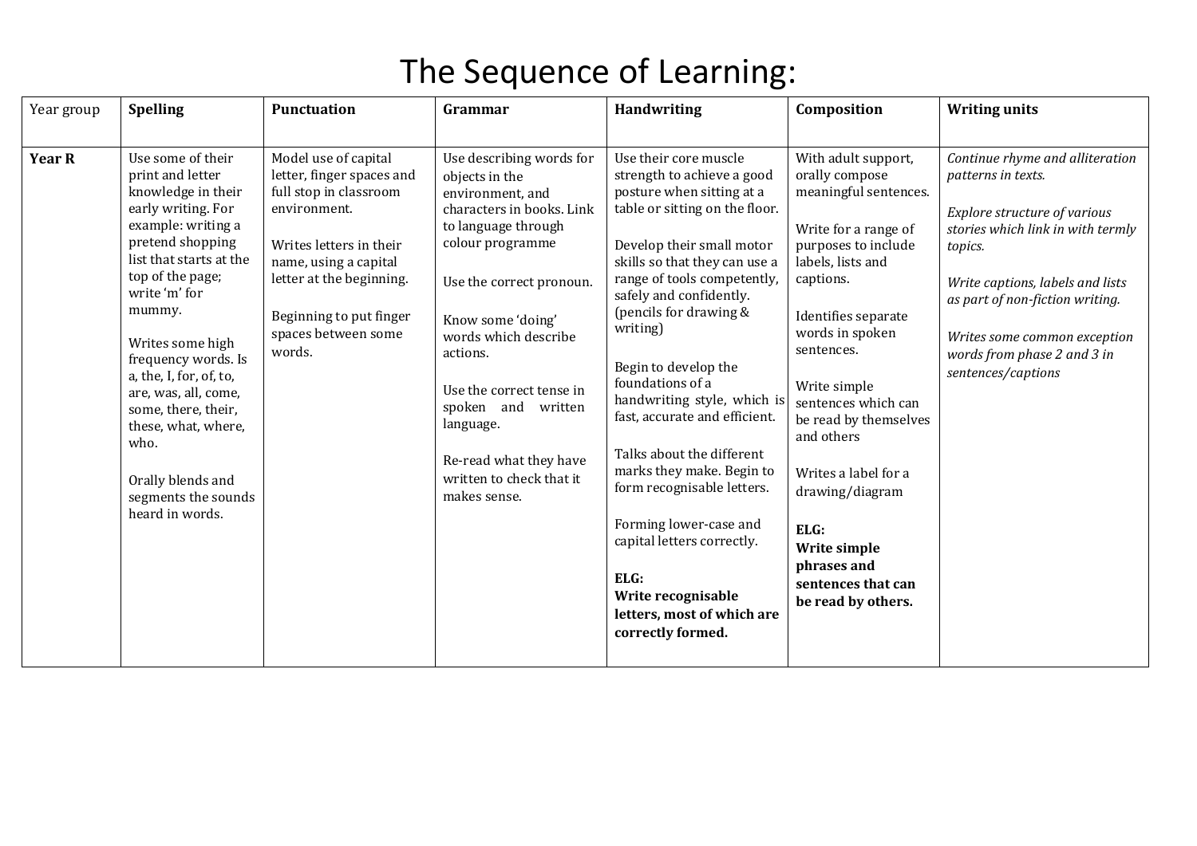# The Sequence of Learning:

| Year group | Spelling | Punctuation | Grammar | Handwriting | Composition | Writing units |
|---|---|---|---|---|---|---|
| **Year R** | Use some of their print and letter knowledge in their early writing. For example: writing a pretend shopping list that starts at the top of the page; write 'm' for mummy.<br><br>Writes some high frequency words. Is a, the, I, for, of, to, are, was, all, come, some, there, their, these, what, where, who.<br><br>Orally blends and segments the sounds heard in words. | Model use of capital letter, finger spaces and full stop in classroom environment.<br><br>Writes letters in their name, using a capital letter at the beginning.<br><br>Beginning to put finger spaces between some words. | Use describing words for objects in the environment, and characters in books. Link to language through colour programme<br><br>Use the correct pronoun.<br><br>Know some 'doing' words which describe actions.<br><br>Use the correct tense in spoken and written language.<br><br>Re-read what they have written to check that it makes sense. | Use their core muscle strength to achieve a good posture when sitting at a table or sitting on the floor.<br><br>Develop their small motor skills so that they can use a range of tools competently, safely and confidently. (pencils for drawing & writing)<br><br>Begin to develop the foundations of a handwriting style, which is fast, accurate and efficient.<br><br>Talks about the different marks they make. Begin to form recognisable letters.<br><br>Forming lower-case and capital letters correctly.<br><br>**ELG:**<br>**Write recognisable letters, most of which are correctly formed.** | With adult support, orally compose meaningful sentences.<br><br>Write for a range of purposes to include labels, lists and captions.<br><br>Identifies separate words in spoken sentences.<br><br>Write simple sentences which can be read by themselves and others<br><br>Writes a label for a drawing/diagram<br><br>**ELG:**<br>**Write simple phrases and sentences that can be read by others.** | *Continue rhyme and alliteration patterns in texts.*<br><br>*Explore structure of various stories which link in with termly topics.*<br><br>*Write captions, labels and lists as part of non-fiction writing.*<br><br>*Writes some common exception words from phase 2 and 3 in sentences/captions* |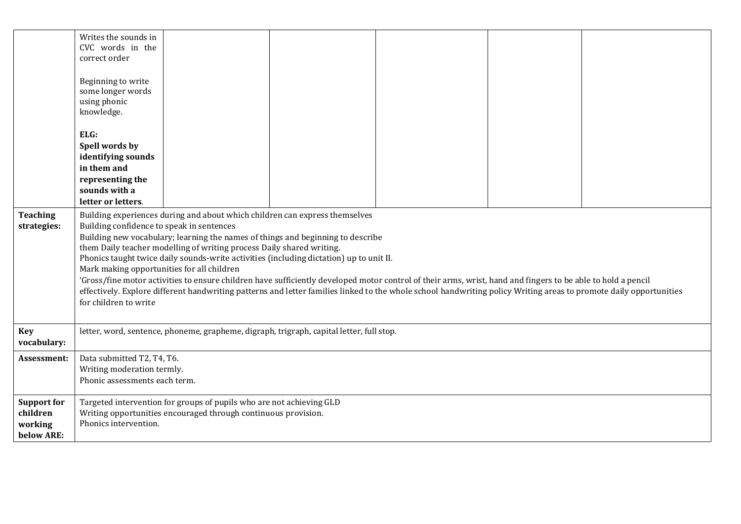| | | | | | | |
|---|---|---|---|---|---|---|
| | Writes the sounds in CVC words in the correct order<br><br>Beginning to write some longer words using phonic knowledge.<br><br>**ELG:**<br>**Spell words by identifying sounds in them and representing the sounds with a letter or letters**. | | | | | |
| **Teaching strategies:** | Building experiences during and about which children can express themselves<br>Building confidence to speak in sentences<br>Building new vocabulary; learning the names of things and beginning to describe them Daily teacher modelling of writing process Daily shared writing.<br>Phonics taught twice daily sounds-write activities (including dictation) up to unit II.<br>Mark making opportunities for all children<br>'Gross/fine motor activities to ensure children have sufficiently developed motor control of their arms, wrist, hand and fingers to be able to hold a pencil effectively. Explore different handwriting patterns and letter families linked to the whole school handwriting policy Writing areas to promote daily opportunities for children to write | | | | | |
| **Key vocabulary:** | letter, word, sentence, phoneme, grapheme, digraph, trigraph, capital letter, full stop. | | | | | |
| **Assessment:** | Data submitted T2, T4, T6.<br>Writing moderation termly.<br>Phonic assessments each term. | | | | | |
| **Support for children working below ARE:** | Targeted intervention for groups of pupils who are not achieving GLD<br>Writing opportunities encouraged through continuous provision.<br>Phonics intervention. | | | | | |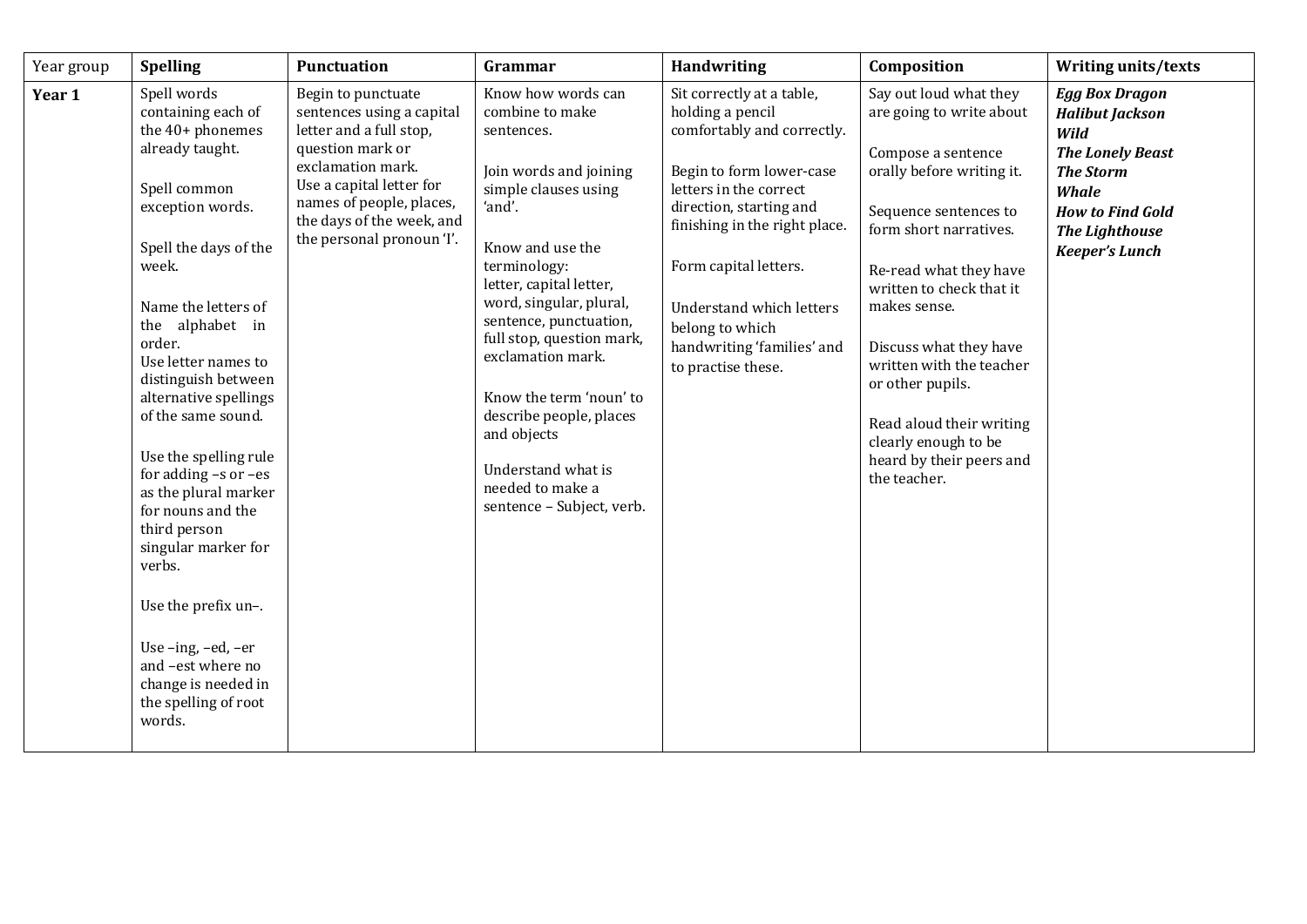| Year group | Spelling | Punctuation | Grammar | Handwriting | Composition | Writing units/texts |
| --- | --- | --- | --- | --- | --- | --- |
| **Year 1** | Spell words containing each of the 40+ phonemes already taught.<br><br>Spell common exception words.<br><br>Spell the days of the week.<br><br>Name the letters of the alphabet in order.<br>Use letter names to distinguish between alternative spellings of the same sound.<br><br>Use the spelling rule for adding –s or –es as the plural marker for nouns and the third person singular marker for verbs.<br><br>Use the prefix un–.<br><br>Use –ing, –ed, –er and –est where no change is needed in the spelling of root words. | Begin to punctuate sentences using a capital letter and a full stop, question mark or exclamation mark.<br>Use a capital letter for names of people, places, the days of the week, and the personal pronoun 'I'. | Know how words can combine to make sentences.<br><br>Join words and joining simple clauses using 'and'.<br><br>Know and use the terminology:<br>letter, capital letter, word, singular, plural, sentence, punctuation, full stop, question mark, exclamation mark.<br><br>Know the term 'noun' to describe people, places and objects<br><br>Understand what is needed to make a sentence – Subject, verb. | Sit correctly at a table, holding a pencil comfortably and correctly.<br><br>Begin to form lower-case letters in the correct direction, starting and finishing in the right place.<br><br>Form capital letters.<br><br>Understand which letters belong to which handwriting 'families' and to practise these. | Say out loud what they are going to write about<br><br>Compose a sentence orally before writing it.<br><br>Sequence sentences to form short narratives.<br><br>Re-read what they have written to check that it makes sense.<br><br>Discuss what they have written with the teacher or other pupils.<br><br>Read aloud their writing clearly enough to be heard by their peers and the teacher. | ***Egg Box Dragon***<br>***Halibut Jackson***<br>***Wild***<br>***The Lonely Beast***<br>***The Storm***<br>***Whale***<br>***How to Find Gold***<br>***The Lighthouse Keeper's Lunch*** |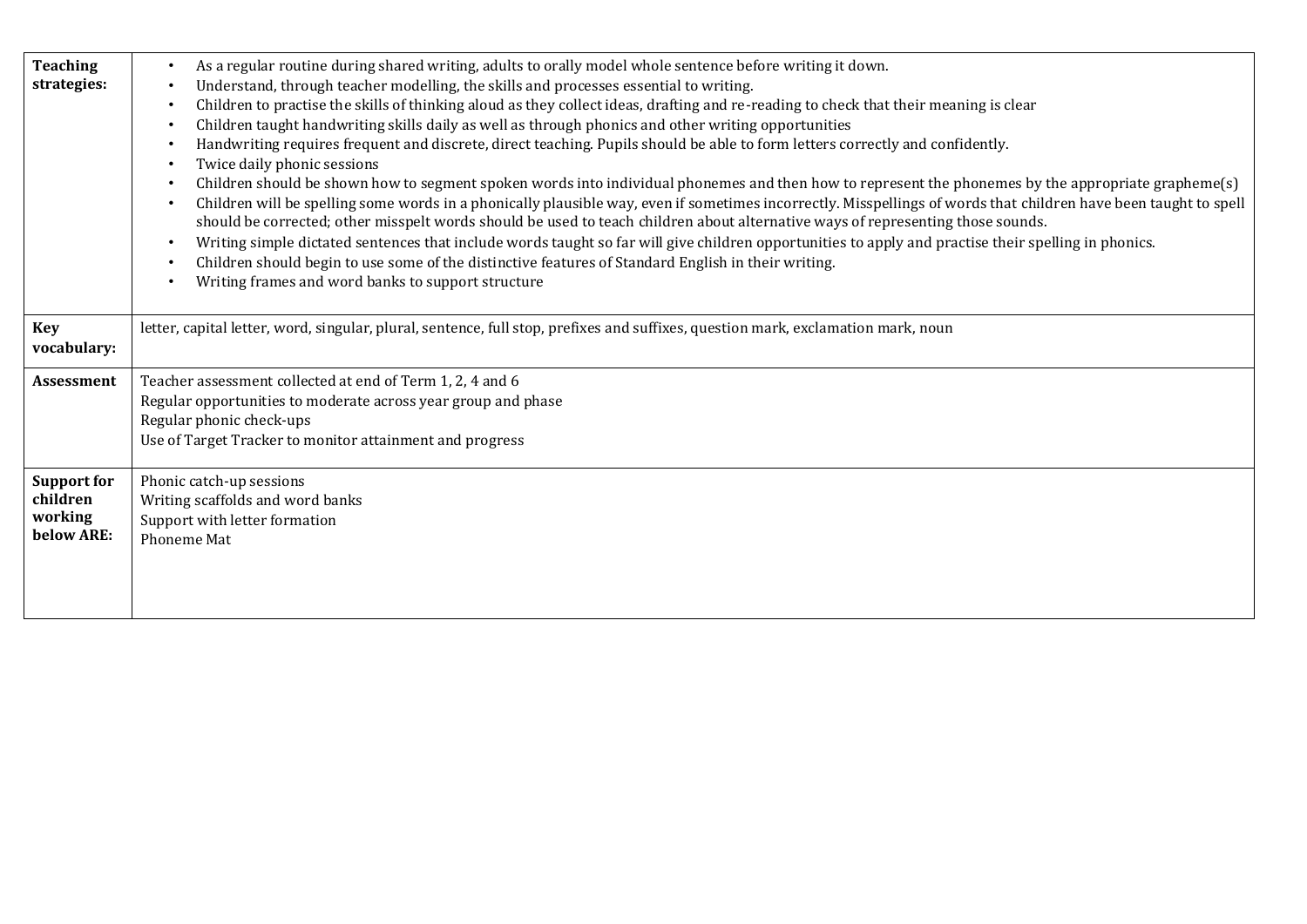| | |
|---|---|
| **Teaching strategies:** | • As a regular routine during shared writing, adults to orally model whole sentence before writing it down.<br>• Understand, through teacher modelling, the skills and processes essential to writing.<br>• Children to practise the skills of thinking aloud as they collect ideas, drafting and re-reading to check that their meaning is clear<br>• Children taught handwriting skills daily as well as through phonics and other writing opportunities<br>• Handwriting requires frequent and discrete, direct teaching. Pupils should be able to form letters correctly and confidently.<br>• Twice daily phonic sessions<br>• Children should be shown how to segment spoken words into individual phonemes and then how to represent the phonemes by the appropriate grapheme(s)<br>• Children will be spelling some words in a phonically plausible way, even if sometimes incorrectly. Misspellings of words that children have been taught to spell should be corrected; other misspelt words should be used to teach children about alternative ways of representing those sounds.<br>• Writing simple dictated sentences that include words taught so far will give children opportunities to apply and practise their spelling in phonics.<br>• Children should begin to use some of the distinctive features of Standard English in their writing.<br>• Writing frames and word banks to support structure |
| **Key vocabulary:** | letter, capital letter, word, singular, plural, sentence, full stop, prefixes and suffixes, question mark, exclamation mark, noun |
| **Assessment** | Teacher assessment collected at end of Term 1, 2, 4 and 6<br>Regular opportunities to moderate across year group and phase<br>Regular phonic check-ups<br>Use of Target Tracker to monitor attainment and progress |
| **Support for children working below ARE:** | Phonic catch-up sessions<br>Writing scaffolds and word banks<br>Support with letter formation<br>Phoneme Mat |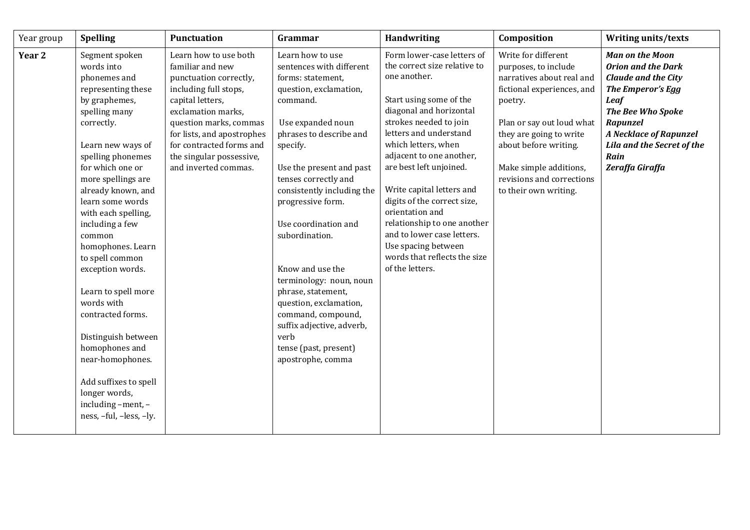| Year group | Spelling | Punctuation | Grammar | Handwriting | Composition | Writing units/texts |
| --- | --- | --- | --- | --- | --- | --- |
| **Year 2** | Segment spoken words into phonemes and representing these by graphemes, spelling many correctly.<br><br>Learn new ways of spelling phonemes for which one or more spellings are already known, and learn some words with each spelling, including a few common homophones. Learn to spell common exception words.<br><br>Learn to spell more words with contracted forms.<br><br>Distinguish between homophones and near-homophones.<br><br>Add suffixes to spell longer words, including –ment, –ness, –ful, –less, –ly. | Learn how to use both familiar and new punctuation correctly, including full stops, capital letters, exclamation marks, question marks, commas for lists, and apostrophes for contracted forms and the singular possessive, and inverted commas. | Learn how to use sentences with different forms: statement, question, exclamation, command.<br><br>Use expanded noun phrases to describe and specify.<br><br>Use the present and past tenses correctly and consistently including the progressive form.<br><br>Use coordination and subordination.<br><br>Know and use the terminology: noun, noun phrase, statement, question, exclamation, command, compound, suffix adjective, adverb, verb<br>tense (past, present)<br>apostrophe, comma | Form lower-case letters of the correct size relative to one another.<br><br>Start using some of the diagonal and horizontal strokes needed to join letters and understand which letters, when adjacent to one another, are best left unjoined.<br><br>Write capital letters and digits of the correct size, orientation and relationship to one another and to lower case letters. Use spacing between words that reflects the size of the letters. | Write for different purposes, to include narratives about real and fictional experiences, and poetry.<br><br>Plan or say out loud what they are going to write about before writing.<br><br>Make simple additions, revisions and corrections to their own writing. | ***Man on the Moon***<br>***Orion and the Dark***<br>***Claude and the City***<br>***The Emperor's Egg***<br>***Leaf***<br>***The Bee Who Spoke***<br>***Rapunzel***<br>***A Necklace of Rapunzel***<br>***Lila and the Secret of the Rain***<br>***Zeraffa Giraffa*** |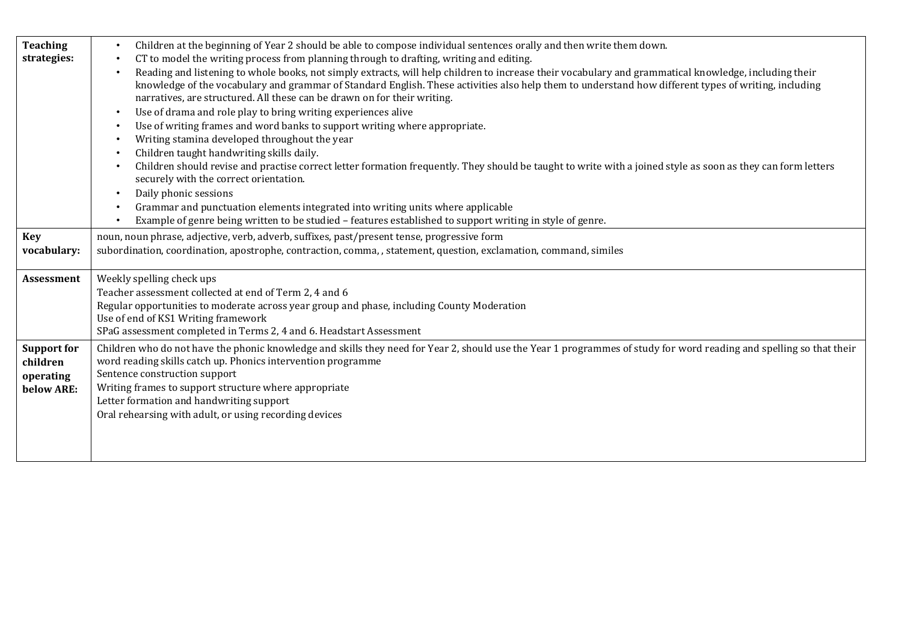| | |
|---|---|
| **Teaching strategies:** | • Children at the beginning of Year 2 should be able to compose individual sentences orally and then write them down.<br>• CT to model the writing process from planning through to drafting, writing and editing.<br>• Reading and listening to whole books, not simply extracts, will help children to increase their vocabulary and grammatical knowledge, including their knowledge of the vocabulary and grammar of Standard English. These activities also help them to understand how different types of writing, including narratives, are structured. All these can be drawn on for their writing.<br>• Use of drama and role play to bring writing experiences alive<br>• Use of writing frames and word banks to support writing where appropriate.<br>• Writing stamina developed throughout the year<br>• Children taught handwriting skills daily.<br>• Children should revise and practise correct letter formation frequently. They should be taught to write with a joined style as soon as they can form letters securely with the correct orientation.<br>• Daily phonic sessions<br>• Grammar and punctuation elements integrated into writing units where applicable<br>• Example of genre being written to be studied – features established to support writing in style of genre. |
| **Key vocabulary:** | noun, noun phrase, adjective, verb, adverb, suffixes, past/present tense, progressive form<br>subordination, coordination, apostrophe, contraction, comma, , statement, question, exclamation, command, similes |
| **Assessment** | Weekly spelling check ups<br>Teacher assessment collected at end of Term 2, 4 and 6<br>Regular opportunities to moderate across year group and phase, including County Moderation<br>Use of end of KS1 Writing framework<br>SPaG assessment completed in Terms 2, 4 and 6. Headstart Assessment |
| **Support for children operating below ARE:** | Children who do not have the phonic knowledge and skills they need for Year 2, should use the Year 1 programmes of study for word reading and spelling so that their word reading skills catch up. Phonics intervention programme<br>Sentence construction support<br>Writing frames to support structure where appropriate<br>Letter formation and handwriting support<br>Oral rehearsing with adult, or using recording devices |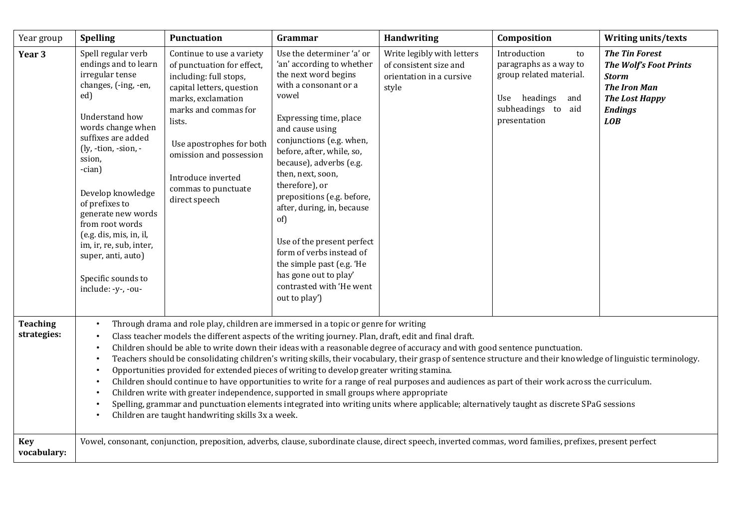| Year group | Spelling | Punctuation | Grammar | Handwriting | Composition | Writing units/texts |
|---|---|---|---|---|---|---|
| **Year 3** | Spell regular verb endings and to learn irregular tense changes, (-ing, -en, ed)<br><br>Understand how words change when suffixes are added (ly, -tion, -sion, -ssion, -cian)<br><br>Develop knowledge of prefixes to generate new words from root words (e.g. dis, mis, in, il, im, ir, re, sub, inter, super, anti, auto)<br><br>Specific sounds to include: -y-, -ou- | Continue to use a variety of punctuation for effect, including: full stops, capital letters, question marks, exclamation marks and commas for lists.<br><br>Use apostrophes for both omission and possession<br><br>Introduce inverted commas to punctuate direct speech | Use the determiner 'a' or 'an' according to whether the next word begins with a consonant or a vowel<br><br>Expressing time, place and cause using conjunctions (e.g. when, before, after, while, so, because), adverbs (e.g. then, next, soon, therefore), or prepositions (e.g. before, after, during, in, because of)<br><br>Use of the present perfect form of verbs instead of the simple past (e.g. 'He has gone out to play' contrasted with 'He went out to play') | Write legibly with letters of consistent size and orientation in a cursive style | Introduction to paragraphs as a way to group related material.<br><br>Use headings and subheadings to aid presentation | ***The Tin Forest***<br>***The Wolf's Foot Prints***<br>***Storm***<br>***The Iron Man***<br>***The Lost Happy Endings***<br>***LOB*** |
| **Teaching strategies:** | • Through drama and role play, children are immersed in a topic or genre for writing<br>• Class teacher models the different aspects of the writing journey. Plan, draft, edit and final draft.<br>• Children should be able to write down their ideas with a reasonable degree of accuracy and with good sentence punctuation.<br>• Teachers should be consolidating children's writing skills, their vocabulary, their grasp of sentence structure and their knowledge of linguistic terminology.<br>• Opportunities provided for extended pieces of writing to develop greater writing stamina.<br>• Children should continue to have opportunities to write for a range of real purposes and audiences as part of their work across the curriculum.<br>• Children write with greater independence, supported in small groups where appropriate<br>• Spelling, grammar and punctuation elements integrated into writing units where applicable; alternatively taught as discrete SPaG sessions<br>• Children are taught handwriting skills 3x a week. | | | | | |
| **Key vocabulary:** | Vowel, consonant, conjunction, preposition, adverbs, clause, subordinate clause, direct speech, inverted commas, word families, prefixes, present perfect | | | | | |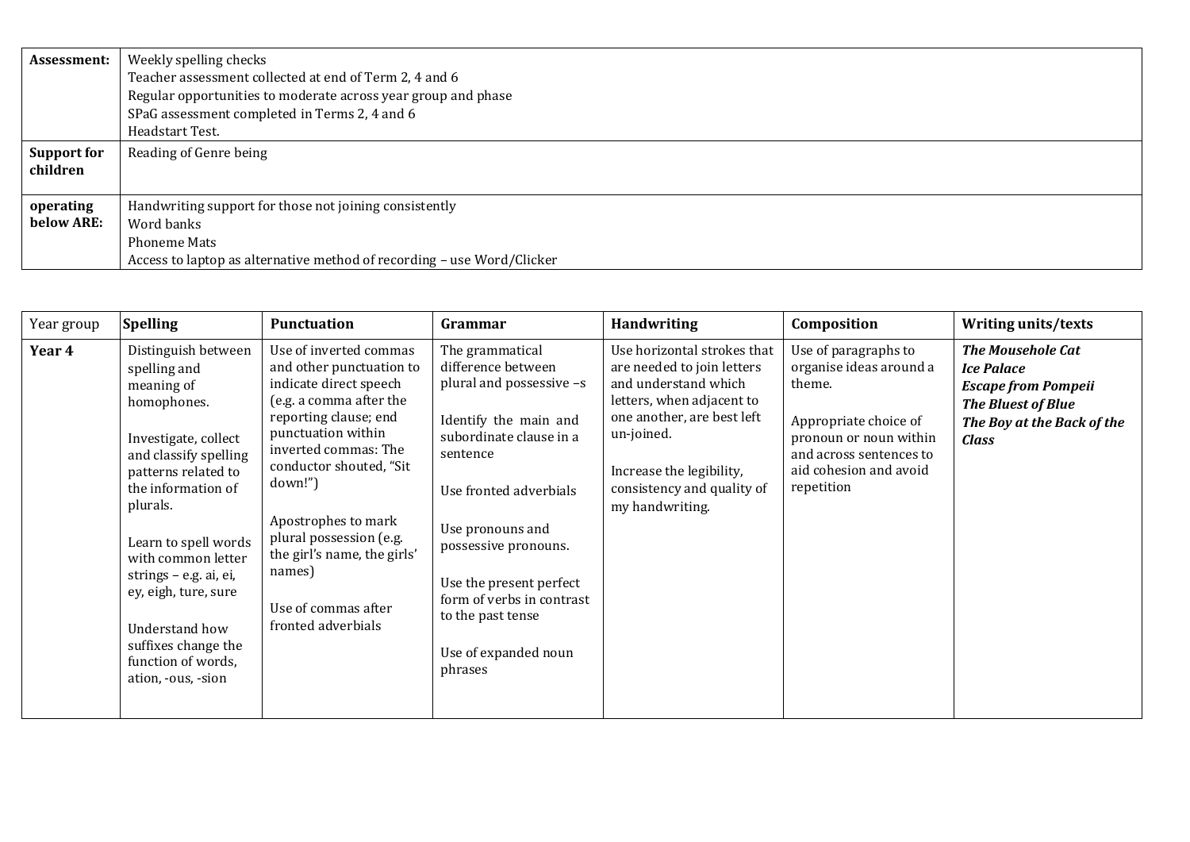| Assessment: | Weekly spelling checks<br>Teacher assessment collected at end of Term 2, 4 and 6<br>Regular opportunities to moderate across year group and phase<br>SPaG assessment completed in Terms 2, 4 and 6<br>Headstart Test. |
|---|---|
| **Support for children** | Reading of Genre being |
| **operating below ARE:** | Handwriting support for those not joining consistently<br>Word banks<br>Phoneme Mats<br>Access to laptop as alternative method of recording – use Word/Clicker |

| Year group | Spelling | Punctuation | Grammar | Handwriting | Composition | Writing units/texts |
|---|---|---|---|---|---|---|
| **Year 4** | Distinguish between spelling and meaning of homophones.<br><br>Investigate, collect and classify spelling patterns related to the information of plurals.<br><br>Learn to spell words with common letter strings – e.g. ai, ei, ey, eigh, ture, sure<br><br>Understand how suffixes change the function of words, ation, -ous, -sion | Use of inverted commas and other punctuation to indicate direct speech (e.g. a comma after the reporting clause; end punctuation within inverted commas: The conductor shouted, "Sit down!")<br><br>Apostrophes to mark plural possession (e.g. the girl's name, the girls' names)<br><br>Use of commas after fronted adverbials | The grammatical difference between plural and possessive –s<br><br>Identify the main and subordinate clause in a sentence<br><br>Use fronted adverbials<br><br>Use pronouns and possessive pronouns.<br><br>Use the present perfect form of verbs in contrast to the past tense<br><br>Use of expanded noun phrases | Use horizontal strokes that are needed to join letters and understand which letters, when adjacent to one another, are best left un-joined.<br><br>Increase the legibility, consistency and quality of my handwriting. | Use of paragraphs to organise ideas around a theme.<br><br>Appropriate choice of pronoun or noun within and across sentences to aid cohesion and avoid repetition | ***The Mousehole Cat***<br>***Ice Palace***<br>***Escape from Pompeii***<br>***The Bluest of Blue***<br>***The Boy at the Back of the Class*** |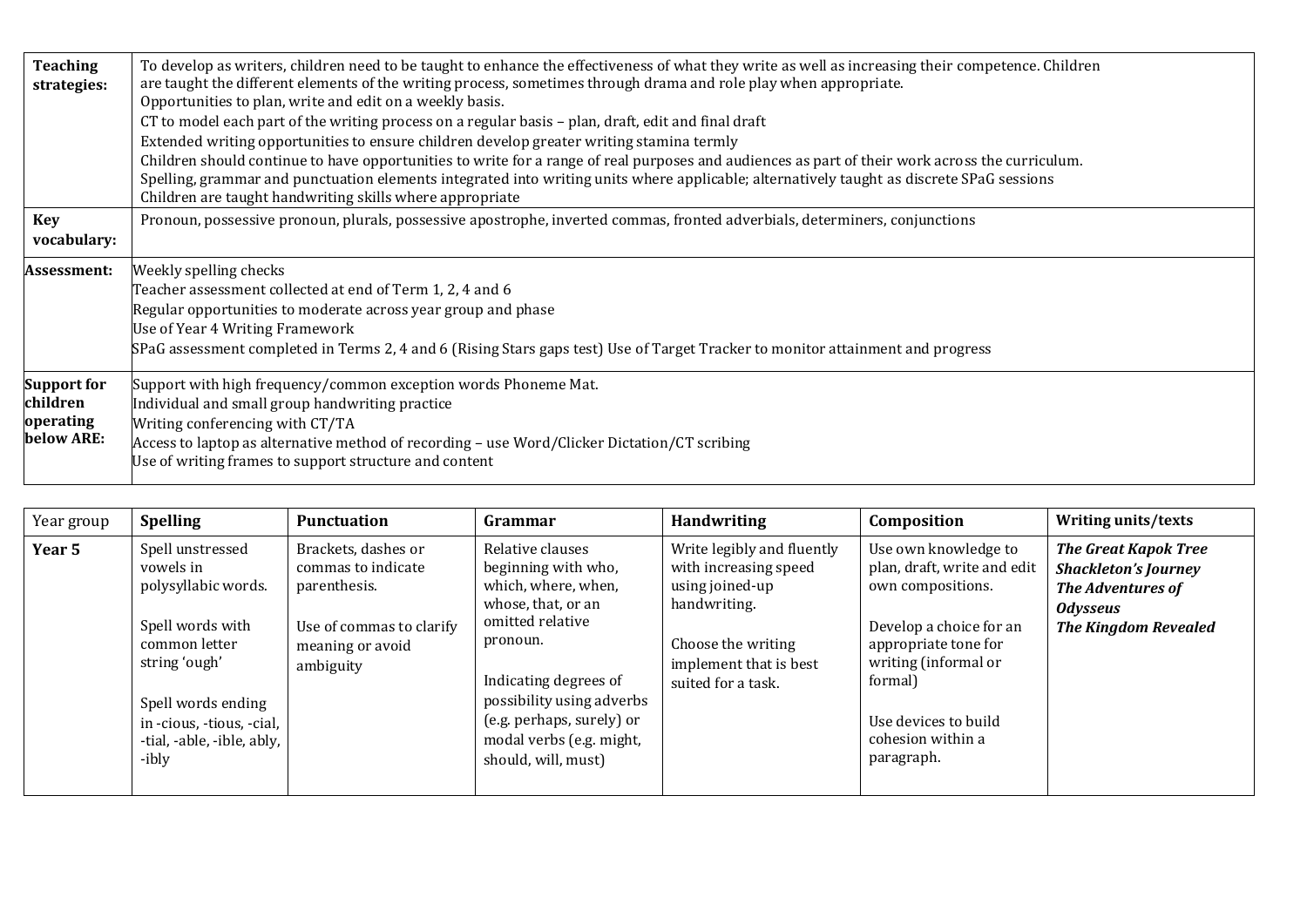| **Teaching strategies:** | To develop as writers, children need to be taught to enhance the effectiveness of what they write as well as increasing their competence. Children are taught the different elements of the writing process, sometimes through drama and role play when appropriate.<br>Opportunities to plan, write and edit on a weekly basis.<br>CT to model each part of the writing process on a regular basis – plan, draft, edit and final draft<br>Extended writing opportunities to ensure children develop greater writing stamina termly<br>Children should continue to have opportunities to write for a range of real purposes and audiences as part of their work across the curriculum.<br>Spelling, grammar and punctuation elements integrated into writing units where applicable; alternatively taught as discrete SPaG sessions<br>Children are taught handwriting skills where appropriate |
|---|---|
| **Key vocabulary:** | Pronoun, possessive pronoun, plurals, possessive apostrophe, inverted commas, fronted adverbials, determiners, conjunctions |
| **Assessment:** | Weekly spelling checks<br>Teacher assessment collected at end of Term 1, 2, 4 and 6<br>Regular opportunities to moderate across year group and phase<br>Use of Year 4 Writing Framework<br>SPaG assessment completed in Terms 2, 4 and 6 (Rising Stars gaps test) Use of Target Tracker to monitor attainment and progress |
| **Support for children operating below ARE:** | Support with high frequency/common exception words Phoneme Mat.<br>Individual and small group handwriting practice<br>Writing conferencing with CT/TA<br>Access to laptop as alternative method of recording – use Word/Clicker Dictation/CT scribing<br>Use of writing frames to support structure and content |

| Year group | **Spelling** | **Punctuation** | **Grammar** | **Handwriting** | **Composition** | **Writing units/texts** |
|---|---|---|---|---|---|---|
| **Year 5** | Spell unstressed vowels in polysyllabic words.<br><br>Spell words with common letter string 'ough'<br><br>Spell words ending in -cious, -tious, -cial, -tial, -able, -ible, ably, -ibly | Brackets, dashes or commas to indicate parenthesis.<br><br>Use of commas to clarify meaning or avoid ambiguity | Relative clauses beginning with who, which, where, when, whose, that, or an omitted relative pronoun.<br><br>Indicating degrees of possibility using adverbs (e.g. perhaps, surely) or modal verbs (e.g. might, should, will, must) | Write legibly and fluently with increasing speed using joined-up handwriting.<br><br>Choose the writing implement that is best suited for a task. | Use own knowledge to plan, draft, write and edit own compositions.<br><br>Develop a choice for an appropriate tone for writing (informal or formal)<br><br>Use devices to build cohesion within a paragraph. | ***The Great Kapok Tree***<br>***Shackleton's Journey***<br>***The Adventures of Odysseus***<br>***The Kingdom Revealed*** |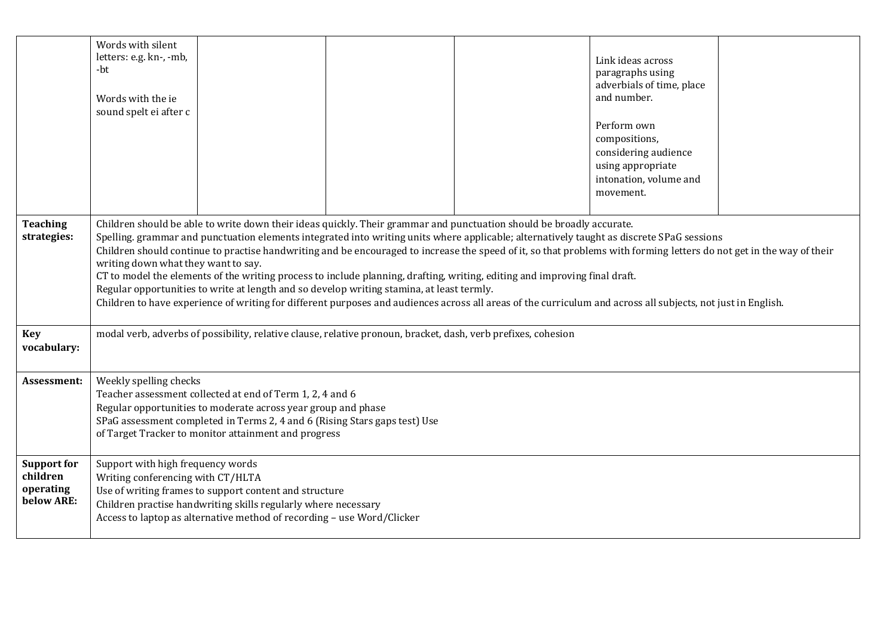| | | | | | | |
|---|---|---|---|---|---|---|
| | Words with silent letters: e.g. kn-, -mb, -bt<br><br>Words with the ie sound spelt ei after c | | | | Link ideas across paragraphs using adverbials of time, place and number.<br><br>Perform own compositions, considering audience using appropriate intonation, volume and movement. | |
| **Teaching strategies:** | Children should be able to write down their ideas quickly. Their grammar and punctuation should be broadly accurate.<br>Spelling. grammar and punctuation elements integrated into writing units where applicable; alternatively taught as discrete SPaG sessions<br>Children should continue to practise handwriting and be encouraged to increase the speed of it, so that problems with forming letters do not get in the way of their writing down what they want to say.<br>CT to model the elements of the writing process to include planning, drafting, writing, editing and improving final draft.<br>Regular opportunities to write at length and so develop writing stamina, at least termly.<br>Children to have experience of writing for different purposes and audiences across all areas of the curriculum and across all subjects, not just in English. | | | | | |
| **Key vocabulary:** | modal verb, adverbs of possibility, relative clause, relative pronoun, bracket, dash, verb prefixes, cohesion | | | | | |
| **Assessment:** | Weekly spelling checks<br>Teacher assessment collected at end of Term 1, 2, 4 and 6<br>Regular opportunities to moderate across year group and phase<br>SPaG assessment completed in Terms 2, 4 and 6 (Rising Stars gaps test) Use of Target Tracker to monitor attainment and progress | | | | | |
| **Support for children operating below ARE:** | Support with high frequency words<br>Writing conferencing with CT/HLTA<br>Use of writing frames to support content and structure<br>Children practise handwriting skills regularly where necessary<br>Access to laptop as alternative method of recording – use Word/Clicker | | | | | |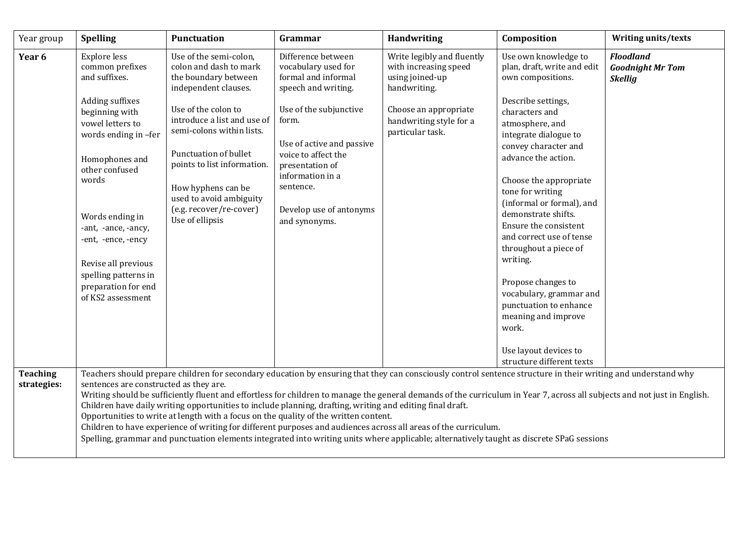| Year group | Spelling | Punctuation | Grammar | Handwriting | Composition | Writing units/texts |
|---|---|---|---|---|---|---|
| **Year 6** | Explore less common prefixes and suffixes.<br><br>Adding suffixes beginning with vowel letters to words ending in –fer<br><br>Homophones and other confused words<br><br>Words ending in -ant, -ance, -ancy, -ent, -ence, -ency<br><br>Revise all previous spelling patterns in preparation for end of KS2 assessment | Use of the semi-colon, colon and dash to mark the boundary between independent clauses.<br><br>Use of the colon to introduce a list and use of semi-colons within lists.<br><br>Punctuation of bullet points to list information.<br><br>How hyphens can be used to avoid ambiguity (e.g. recover/re-cover)<br>Use of ellipsis | Difference between vocabulary used for formal and informal speech and writing.<br><br>Use of the subjunctive form.<br><br>Use of active and passive voice to affect the presentation of information in a sentence.<br><br>Develop use of antonyms and synonyms. | Write legibly and fluently with increasing speed using joined-up handwriting.<br><br>Choose an appropriate handwriting style for a particular task. | Use own knowledge to plan, draft, write and edit own compositions.<br><br>Describe settings, characters and atmosphere, and integrate dialogue to convey character and advance the action.<br><br>Choose the appropriate tone for writing (informal or formal), and demonstrate shifts.<br>Ensure the consistent and correct use of tense throughout a piece of writing.<br><br>Propose changes to vocabulary, grammar and punctuation to enhance meaning and improve work.<br><br>Use layout devices to structure different texts | ***Floodland***<br>***Goodnight Mr Tom***<br>***Skellig*** |
| **Teaching strategies:** | Teachers should prepare children for secondary education by ensuring that they can consciously control sentence structure in their writing and understand why sentences are constructed as they are.<br>Writing should be sufficiently fluent and effortless for children to manage the general demands of the curriculum in Year 7, across all subjects and not just in English.<br>Children have daily writing opportunities to include planning, drafting, writing and editing final draft.<br>Opportunities to write at length with a focus on the quality of the written content.<br>Children to have experience of writing for different purposes and audiences across all areas of the curriculum.<br>Spelling, grammar and punctuation elements integrated into writing units where applicable; alternatively taught as discrete SPaG sessions | | | | | |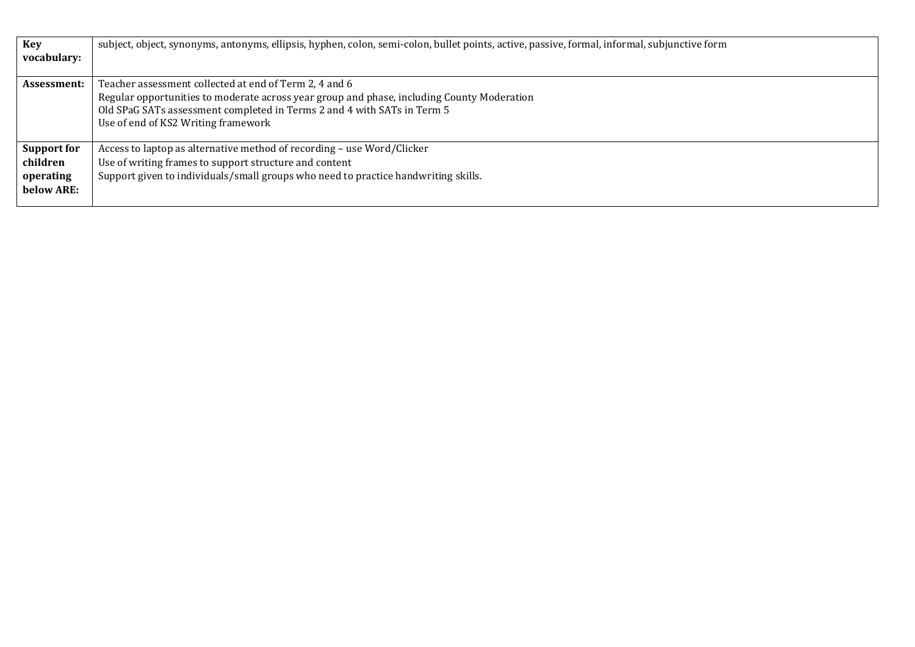| | |
|---|---|
| **Key vocabulary:** | subject, object, synonyms, antonyms, ellipsis, hyphen, colon, semi-colon, bullet points, active, passive, formal, informal, subjunctive form |
| **Assessment:** | Teacher assessment collected at end of Term 2, 4 and 6<br>Regular opportunities to moderate across year group and phase, including County Moderation<br>Old SPaG SATs assessment completed in Terms 2 and 4 with SATs in Term 5<br>Use of end of KS2 Writing framework |
| **Support for children operating below ARE:** | Access to laptop as alternative method of recording – use Word/Clicker<br>Use of writing frames to support structure and content<br>Support given to individuals/small groups who need to practice handwriting skills. |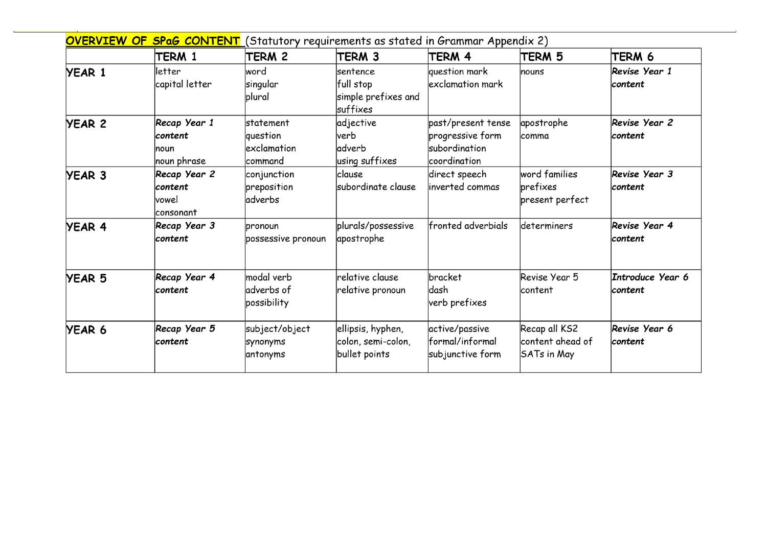**OVERVIEW OF SPaG CONTENT** (Statutory requirements as stated in Grammar Appendix 2)

| | TERM 1 | TERM 2 | TERM 3 | TERM 4 | TERM 5 | TERM 6 |
|---|---|---|---|---|---|---|
| **YEAR 1** | letter<br>capital letter | word<br>singular<br>plural | sentence<br>full stop<br>simple prefixes and suffixes | question mark<br>exclamation mark | nouns | ***Revise Year 1 content*** |
| **YEAR 2** | ***Recap Year 1 content***<br>noun<br>noun phrase | statement<br>question<br>exclamation<br>command | adjective<br>verb<br>adverb<br>using suffixes | past/present tense<br>progressive form<br>subordination<br>coordination | apostrophe<br>comma | ***Revise Year 2 content*** |
| **YEAR 3** | ***Recap Year 2 content***<br>vowel<br>consonant | conjunction<br>preposition<br>adverbs | clause<br>subordinate clause | direct speech<br>inverted commas | word families<br>prefixes<br>present perfect | ***Revise Year 3 content*** |
| **YEAR 4** | ***Recap Year 3 content*** | pronoun<br>possessive pronoun | plurals/possessive apostrophe | fronted adverbials | determiners | ***Revise Year 4 content*** |
| **YEAR 5** | ***Recap Year 4 content*** | modal verb<br>adverbs of possibility | relative clause<br>relative pronoun | bracket<br>dash<br>verb prefixes | Revise Year 5 content | ***Introduce Year 6 content*** |
| **YEAR 6** | ***Recap Year 5 content*** | subject/object<br>synonyms<br>antonyms | ellipsis, hyphen, colon, semi-colon, bullet points | active/passive<br>formal/informal<br>subjunctive form | Recap all KS2 content ahead of SATs in May | ***Revise Year 6 content*** |